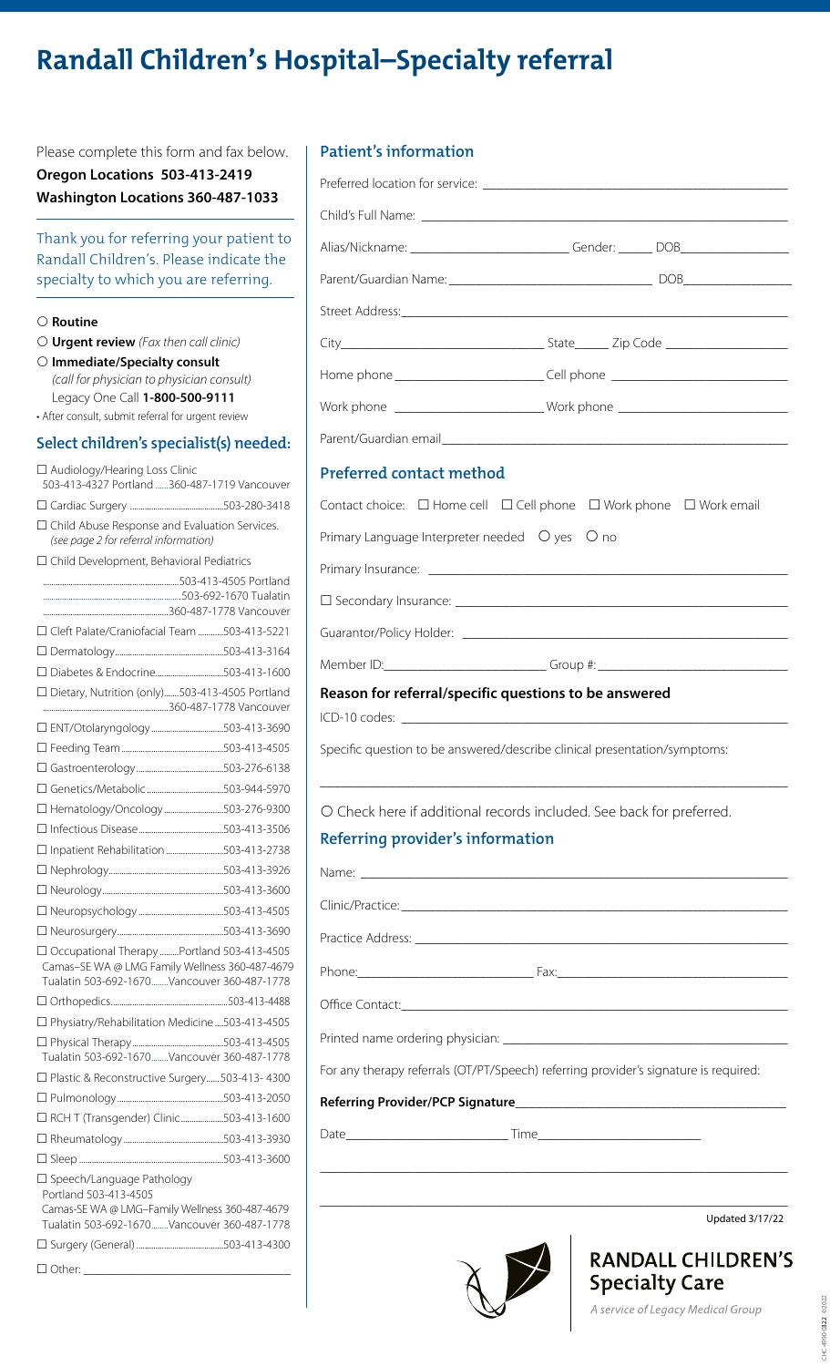# Randall Children's Hospital–Specialty referral

Please complete this form and fax below.

**Oregon Locations 503-413-2419**

**Washington Locations 360-487-1033**

Thank you for referring your patient to Randall Children's. Please indicate the specialty to which you are referring.

○ **Routine**

○ **Urgent review** *(Fax then call clinic)*

○ **Immediate/Specialty consult** *(call for physician to physician consult)* Legacy One Call **1-800-500-9111**

• After consult, submit referral for urgent review

## Select children's specialist(s) needed:

- ☐ Audiology/Hearing Loss Clinic 503-413-4327 Portland ......360-487-1719 Vancouver
- ☐ Cardiac Surgery ....................503-280-3418
- ☐ Child Abuse Response and Evaluation Services. *(see page 2 for referral information)*
- ☐ Child Development, Behavioral Pediatrics ....................503-413-4505 Portland ....................503-692-1670 Tualatin ....................360-487-1778 Vancouver
- ☐ Cleft Palate/Craniofacial Team ............503-413-5221
- ☐ Dermatology....................503-413-3164
- ☐ Diabetes & Endocrine....................503-413-1600
- ☐ Dietary, Nutrition (only).......503-413-4505 Portland ....................360-487-1778 Vancouver
- ☐ ENT/Otolaryngology....................503-413-3690
- ☐ Feeding Team....................503-413-4505
- ☐ Gastroenterology....................503-276-6138
- ☐ Genetics/Metabolic....................503-944-5970
- ☐ Hematology/Oncology....................503-276-9300
- ☐ Infectious Disease....................503-413-3506
- ☐ Inpatient Rehabilitation....................503-413-2738
- ☐ Nephrology....................503-413-3926
- ☐ Neurology....................503-413-3600
- ☐ Neuropsychology....................503-413-4505
- ☐ Neurosurgery....................503-413-3690
- ☐ Occupational Therapy.........Portland 503-413-4505 Camas–SE WA @ LMG Family Wellness 360-487-4679 Tualatin 503-692-1670........Vancouver 360-487-1778
- ☐ Orthopedics....................503-413-4488
- ☐ Physiatry/Rehabilitation Medicine....503-413-4505
- ☐ Physical Therapy....................503-413-4505 Tualatin 503-692-1670........Vancouver 360-487-1778
- ☐ Plastic & Reconstructive Surgery......503-413- 4300
- ☐ Pulmonology....................503-413-2050
- ☐ RCH T (Transgender) Clinic....................503-413-1600
- ☐ Rheumatology....................503-413-3930
- ☐ Sleep....................503-413-3600
- ☐ Speech/Language Pathology Portland 503-413-4505 Camas-SE WA @ LMG–Family Wellness 360-487-4679 Tualatin 503-692-1670........Vancouver 360-487-1778
- ☐ Surgery (General)....................503-413-4300
- ☐ Other: ____________________

## Patient's information

Preferred location for service: ____________________

Child's Full Name: ____________________

Alias/Nickname: ____________ Gender: ______ DOB____________

Parent/Guardian Name: ____________________ DOB____________

Street Address:____________________

City____________________ State______ Zip Code ____________

Home phone ____________ Cell phone ____________

Work phone ____________ Work phone ____________

Parent/Guardian email____________________

## Preferred contact method

Contact choice: ☐ Home cell ☐ Cell phone ☐ Work phone ☐ Work email

Primary Language Interpreter needed ○ yes ○ no

Primary Insurance: ____________________

☐ Secondary Insurance: ____________________

Guarantor/Policy Holder: ____________________

Member ID:____________ Group #: ____________

### Reason for referral/specific questions to be answered

ICD-10 codes: ____________________

Specific question to be answered/describe clinical presentation/symptoms:

____________________

○ Check here if additional records included. See back for preferred.

## Referring provider's information

Name: ____________________

Clinic/Practice:____________________

Practice Address: ____________________

Phone:____________ Fax:____________

Office Contact:____________________

Printed name ordering physician: ____________________

For any therapy referrals (OT/PT/Speech) referring provider's signature is required:

**Referring Provider/PCP Signature**____________________

Date____________ Time____________

____________________

____________________

Updated 3/17/22

**RANDALL CHILDREN'S Specialty Care**

*A service of Legacy Medical Group*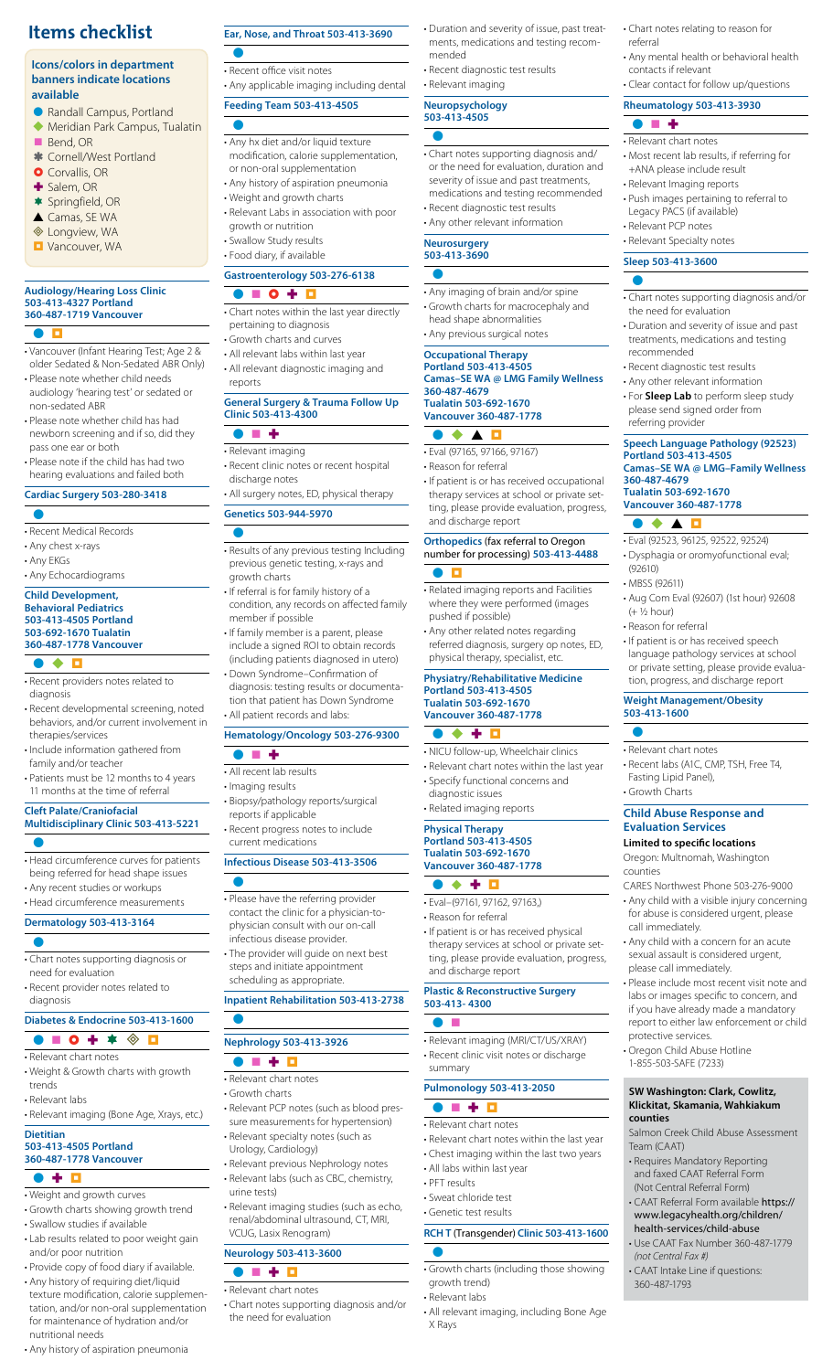# Items checklist

### Icons/colors in department banners indicate locations available

- ● Randall Campus, Portland
- ◆ Meridian Park Campus, Tualatin
- ■ Bend, OR
- ✱ Cornell/West Portland
- ○ Corvallis, OR
- ✚ Salem, OR
- ✱ Springfield, OR
- ▲ Camas, SE WA
- ◈ Longview, WA
- ◻ Vancouver, WA

### Audiology/Hearing Loss Clinic 503-413-4327 Portland 360-487-1719 Vancouver

● ◻

- Vancouver (Infant Hearing Test; Age 2 & older Sedated & Non-Sedated ABR Only)
- Please note whether child needs audiology 'hearing test' or sedated or non-sedated ABR
- Please note whether child has had newborn screening and if so, did they pass one ear or both
- Please note if the child has had two hearing evaluations and failed both

### Cardiac Surgery 503-280-3418

●

- Recent Medical Records
- Any chest x-rays
- Any EKGs
- Any Echocardiograms

### Child Development, Behavioral Pediatrics 503-413-4505 Portland 503-692-1670 Tualatin 360-487-1778 Vancouver

● ◆ ◻

- Recent providers notes related to diagnosis
- Recent developmental screening, noted behaviors, and/or current involvement in therapies/services
- Include information gathered from family and/or teacher
- Patients must be 12 months to 4 years 11 months at the time of referral

### Cleft Palate/Craniofacial Multidisciplinary Clinic 503-413-5221

●

- Head circumference curves for patients being referred for head shape issues
- Any recent studies or workups
- Head circumference measurements

### Dermatology 503-413-3164

●

- Chart notes supporting diagnosis or need for evaluation
- Recent provider notes related to diagnosis

### Diabetes & Endocrine 503-413-1600

● ■ ○ ✚ ✱ ◈ ◻

- Relevant chart notes
- Weight & Growth charts with growth trends
- Relevant labs
- Relevant imaging (Bone Age, Xrays, etc.)

### Dietitian 503-413-4505 Portland 360-487-1778 Vancouver

● ✚ ◻

- Weight and growth curves
- Growth charts showing growth trend
- Swallow studies if available
- Lab results related to poor weight gain and/or poor nutrition
- Provide copy of food diary if available.
- Any history of requiring diet/liquid texture modification, calorie supplementation, and/or non-oral supplementation for maintenance of hydration and/or nutritional needs
- Any history of aspiration pneumonia

### Ear, Nose, and Throat 503-413-3690

●

- Recent office visit notes
- Any applicable imaging including dental

### Feeding Team 503-413-4505

●

- Any hx diet and/or liquid texture modification, calorie supplementation, or non-oral supplementation
- Any history of aspiration pneumonia
- Weight and growth charts
- Relevant Labs in association with poor growth or nutrition
- Swallow Study results
- Food diary, if available

### Gastroenterology 503-276-6138

● ■ ○ ✚ ◻

- Chart notes within the last year directly pertaining to diagnosis
- Growth charts and curves
- All relevant labs within last year
- All relevant diagnostic imaging and reports

### General Surgery & Trauma Follow Up Clinic 503-413-4300

● ■ ✚

- Relevant imaging
- Recent clinic notes or recent hospital discharge notes
- All surgery notes, ED, physical therapy

### Genetics 503-944-5970

●

- Results of any previous testing Including previous genetic testing, x-rays and growth charts
- If referral is for family history of a condition, any records on affected family member if possible
- If family member is a parent, please include a signed ROI to obtain records (including patients diagnosed in utero)
- Down Syndrome–Confirmation of diagnosis: testing results or documentation that patient has Down Syndrome
- All patient records and labs:

### Hematology/Oncology 503-276-9300

● ■ ✚

- All recent lab results
- Imaging results
- Biopsy/pathology reports/surgical reports if applicable
- Recent progress notes to include current medications

### Infectious Disease 503-413-3506

●

- Please have the referring provider contact the clinic for a physician-to-physician consult with our on-call infectious disease provider.
- The provider will guide on next best steps and initiate appointment scheduling as appropriate.

### Inpatient Rehabilitation 503-413-2738

●

### Nephrology 503-413-3926

● ■ ✚ ◻

- Relevant chart notes
- Growth charts
- Relevant PCP notes (such as blood pressure measurements for hypertension)
- Relevant specialty notes (such as Urology, Cardiology)
- Relevant previous Nephrology notes
- Relevant labs (such as CBC, chemistry, urine tests)
- Relevant imaging studies (such as echo, renal/abdominal ultrasound, CT, MRI, VCUG, Lasix Renogram)

### Neurology 503-413-3600

● ■ ✚ ◻

- Relevant chart notes
- Chart notes supporting diagnosis and/or the need for evaluation
- Duration and severity of issue, past treatments, medications and testing recommended
- Recent diagnostic test results
- Relevant imaging

### Neuropsychology 503-413-4505

●

- Chart notes supporting diagnosis and/or the need for evaluation, duration and severity of issue and past treatments, medications and testing recommended
- Recent diagnostic test results
- Any other relevant information

### Neurosurgery 503-413-3690

●

- Any imaging of brain and/or spine
- Growth charts for macrocephaly and head shape abnormalities
- Any previous surgical notes

### Occupational Therapy Portland 503-413-4505 Camas–SE WA @ LMG Family Wellness 360-487-4679 Tualatin 503-692-1670 Vancouver 360-487-1778

● ◆ ▲ ◻

- Eval (97165, 97166, 97167)
- Reason for referral
- If patient is or has received occupational therapy services at school or private setting, please provide evaluation, progress, and discharge report

### Orthopedics (fax referral to Oregon number for processing) 503-413-4488

● ◻

- Related imaging reports and Facilities where they were performed (images pushed if possible)
- Any other related notes regarding referred diagnosis, surgery op notes, ED, physical therapy, specialist, etc.

### Physiatry/Rehabilitative Medicine Portland 503-413-4505 Tualatin 503-692-1670 Vancouver 360-487-1778

● ◆ ✚ ◻

- NICU follow-up, Wheelchair clinics
- Relevant chart notes within the last year
- Specify functional concerns and diagnostic issues
- Related imaging reports

### Physical Therapy Portland 503-413-4505 Tualatin 503-692-1670 Vancouver 360-487-1778

● ◆ ✚ ◻

- Eval–(97161, 97162, 97163,)
- Reason for referral
- If patient is or has received physical therapy services at school or private setting, please provide evaluation, progress, and discharge report

### Plastic & Reconstructive Surgery 503-413- 4300

● ■

- Relevant imaging (MRI/CT/US/XRAY)
- Recent clinic visit notes or discharge summary

### Pulmonology 503-413-2050

● ■ ✚ ◻

- Relevant chart notes
- Relevant chart notes within the last year
- Chest imaging within the last two years
- All labs within last year
- PFT results
- Sweat chloride test
- Genetic test results

### RCH T (Transgender) Clinic 503-413-1600

●

- Growth charts (including those showing growth trend)
- Relevant labs
- All relevant imaging, including Bone Age X Rays
- Chart notes relating to reason for referral
- Any mental health or behavioral health contacts if relevant
- Clear contact for follow up/questions

### Rheumatology 503-413-3930

● ■ ✚

- Relevant chart notes
- Most recent lab results, if referring for +ANA please include result
- Relevant Imaging reports
- Push images pertaining to referral to Legacy PACS (if available)
- Relevant PCP notes
- Relevant Specialty notes

### Sleep 503-413-3600

●

- Chart notes supporting diagnosis and/or the need for evaluation
- Duration and severity of issue and past treatments, medications and testing recommended
- Recent diagnostic test results
- Any other relevant information
- For **Sleep Lab** to perform sleep study please send signed order from referring provider

### Speech Language Pathology (92523) Portland 503-413-4505 Camas–SE WA @ LMG–Family Wellness 360-487-4679 Tualatin 503-692-1670 Vancouver 360-487-1778

● ◆ ▲ ◻

- Eval (92523, 96125, 92522, 92524)
- Dysphagia or oromyofunctional eval; (92610)
- MBSS (92611)
- Aug Com Eval (92607) (1st hour) 92608 (+ ½ hour)
- Reason for referral
- If patient is or has received speech language pathology services at school or private setting, please provide evaluation, progress, and discharge report

### Weight Management/Obesity 503-413-1600

●

- Relevant chart notes
- Recent labs (A1C, CMP, TSH, Free T4, Fasting Lipid Panel),
- Growth Charts

### Child Abuse Response and Evaluation Services

**Limited to specific locations**

Oregon: Multnomah, Washington counties

CARES Northwest Phone 503-276-9000

- Any child with a visible injury concerning for abuse is considered urgent, please call immediately.
- Any child with a concern for an acute sexual assault is considered urgent, please call immediately.
- Please include most recent visit note and labs or images specific to concern, and if you have already made a mandatory report to either law enforcement or child protective services.
- Oregon Child Abuse Hotline 1-855-503-SAFE (7233)

#### SW Washington: Clark, Cowlitz, Klickitat, Skamania, Wahkiakum counties

Salmon Creek Child Abuse Assessment Team (CAAT)

- Requires Mandatory Reporting and faxed CAAT Referral Form (Not Central Referral Form)
- CAAT Referral Form available https://www.legacyhealth.org/children/health-services/child-abuse
- Use CAAT Fax Number 360-487-1779 *(not Central Fax #)*
- CAAT Intake Line if questions: 360-487-1793